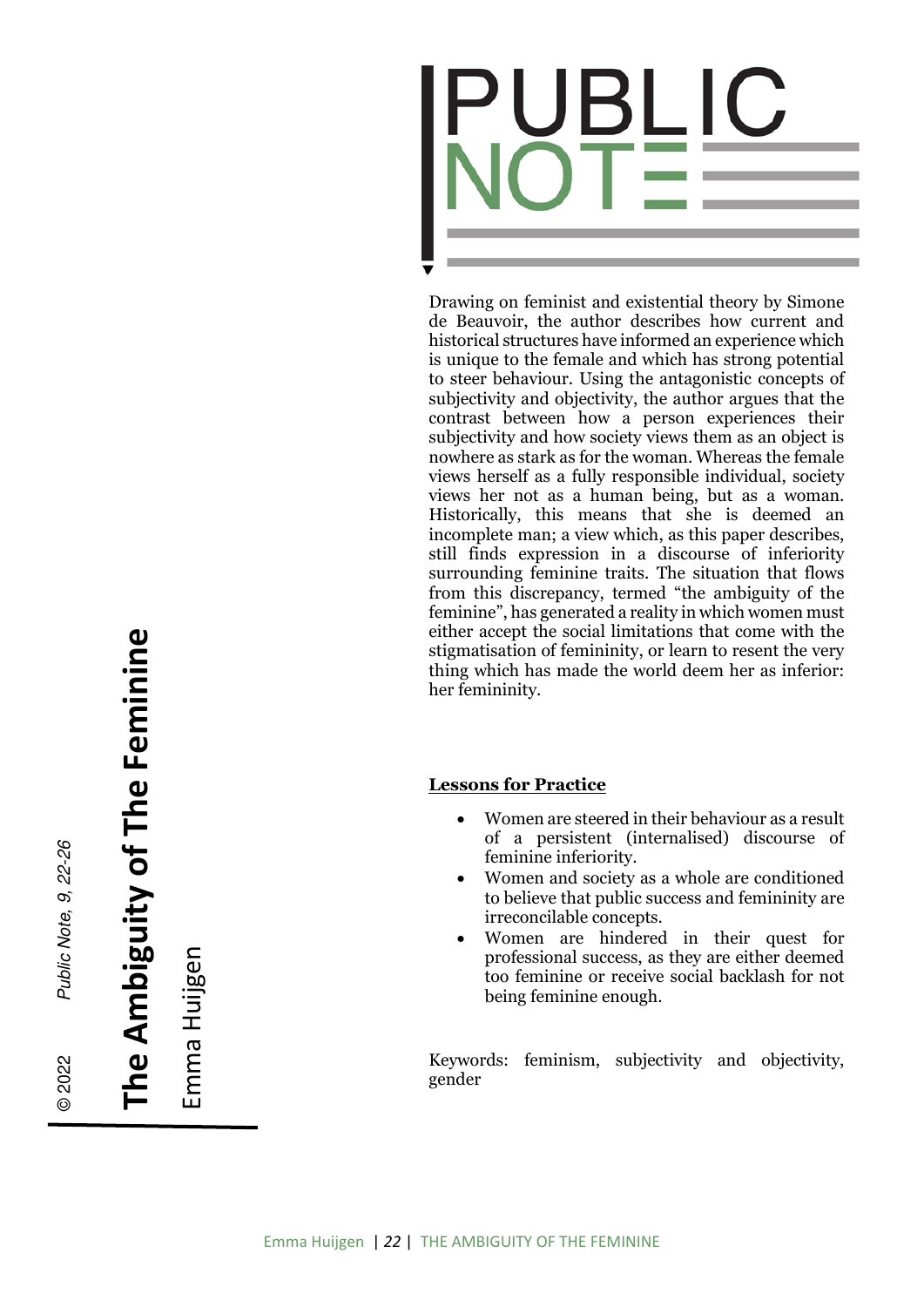# The Ambiguity of The Feminine

Emma Huijgen

© 2022 *Public Note, 9, 22-26*

PUBLIC NOTE

Drawing on feminist and existential theory by Simone de Beauvoir, the author describes how current and historical structures have informed an experience which is unique to the female and which has strong potential to steer behaviour. Using the antagonistic concepts of subjectivity and objectivity, the author argues that the contrast between how a person experiences their subjectivity and how society views them as an object is nowhere as stark as for the woman. Whereas the female views herself as a fully responsible individual, society views her not as a human being, but as a woman. Historically, this means that she is deemed an incomplete man; a view which, as this paper describes, still finds expression in a discourse of inferiority surrounding feminine traits. The situation that flows from this discrepancy, termed "the ambiguity of the feminine", has generated a reality in which women must either accept the social limitations that come with the stigmatisation of femininity, or learn to resent the very thing which has made the world deem her as inferior: her femininity.

**Lessons for Practice**

- Women are steered in their behaviour as a result of a persistent (internalised) discourse of feminine inferiority.
- Women and society as a whole are conditioned to believe that public success and femininity are irreconcilable concepts.
- Women are hindered in their quest for professional success, as they are either deemed too feminine or receive social backlash for not being feminine enough.

Keywords: feminism, subjectivity and objectivity, gender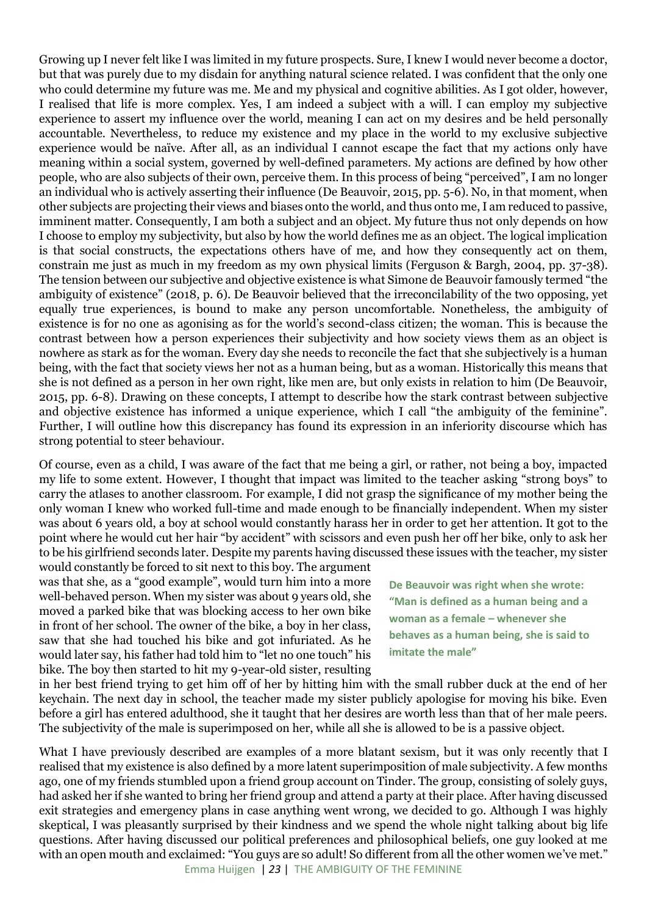Growing up I never felt like I was limited in my future prospects. Sure, I knew I would never become a doctor, but that was purely due to my disdain for anything natural science related. I was confident that the only one who could determine my future was me. Me and my physical and cognitive abilities. As I got older, however, I realised that life is more complex. Yes, I am indeed a subject with a will. I can employ my subjective experience to assert my influence over the world, meaning I can act on my desires and be held personally accountable. Nevertheless, to reduce my existence and my place in the world to my exclusive subjective experience would be naïve. After all, as an individual I cannot escape the fact that my actions only have meaning within a social system, governed by well-defined parameters. My actions are defined by how other people, who are also subjects of their own, perceive them. In this process of being "perceived", I am no longer an individual who is actively asserting their influence (De Beauvoir, 2015, pp. 5-6). No, in that moment, when other subjects are projecting their views and biases onto the world, and thus onto me, I am reduced to passive, imminent matter. Consequently, I am both a subject and an object. My future thus not only depends on how I choose to employ my subjectivity, but also by how the world defines me as an object. The logical implication is that social constructs, the expectations others have of me, and how they consequently act on them, constrain me just as much in my freedom as my own physical limits (Ferguson & Bargh, 2004, pp. 37-38). The tension between our subjective and objective existence is what Simone de Beauvoir famously termed "the ambiguity of existence" (2018, p. 6). De Beauvoir believed that the irreconcilability of the two opposing, yet equally true experiences, is bound to make any person uncomfortable. Nonetheless, the ambiguity of existence is for no one as agonising as for the world's second-class citizen; the woman. This is because the contrast between how a person experiences their subjectivity and how society views them as an object is nowhere as stark as for the woman. Every day she needs to reconcile the fact that she subjectively is a human being, with the fact that society views her not as a human being, but as a woman. Historically this means that she is not defined as a person in her own right, like men are, but only exists in relation to him (De Beauvoir, 2015, pp. 6-8). Drawing on these concepts, I attempt to describe how the stark contrast between subjective and objective existence has informed a unique experience, which I call "the ambiguity of the feminine". Further, I will outline how this discrepancy has found its expression in an inferiority discourse which has strong potential to steer behaviour.

Of course, even as a child, I was aware of the fact that me being a girl, or rather, not being a boy, impacted my life to some extent. However, I thought that impact was limited to the teacher asking "strong boys" to carry the atlases to another classroom. For example, I did not grasp the significance of my mother being the only woman I knew who worked full-time and made enough to be financially independent. When my sister was about 6 years old, a boy at school would constantly harass her in order to get her attention. It got to the point where he would cut her hair "by accident" with scissors and even push her off her bike, only to ask her to be his girlfriend seconds later. Despite my parents having discussed these issues with the teacher, my sister would constantly be forced to sit next to this boy. The argument was that she, as a "good example", would turn him into a more well-behaved person. When my sister was about 9 years old, she moved a parked bike that was blocking access to her own bike in front of her school. The owner of the bike, a boy in her class, saw that she had touched his bike and got infuriated. As he would later say, his father had told him to "let no one touch" his bike. The boy then started to hit my 9-year-old sister, resulting in her best friend trying to get him off of her by hitting him with the small rubber duck at the end of her keychain. The next day in school, the teacher made my sister publicly apologise for moving his bike. Even before a girl has entered adulthood, she it taught that her desires are worth less than that of her male peers. The subjectivity of the male is superimposed on her, while all she is allowed to be is a passive object.

**De Beauvoir was right when she wrote: "Man is defined as a human being and a woman as a female – whenever she behaves as a human being, she is said to imitate the male"**

What I have previously described are examples of a more blatant sexism, but it was only recently that I realised that my existence is also defined by a more latent superimposition of male subjectivity. A few months ago, one of my friends stumbled upon a friend group account on Tinder. The group, consisting of solely guys, had asked her if she wanted to bring her friend group and attend a party at their place. After having discussed exit strategies and emergency plans in case anything went wrong, we decided to go. Although I was highly skeptical, I was pleasantly surprised by their kindness and we spend the whole night talking about big life questions. After having discussed our political preferences and philosophical beliefs, one guy looked at me with an open mouth and exclaimed: "You guys are so adult! So different from all the other women we've met."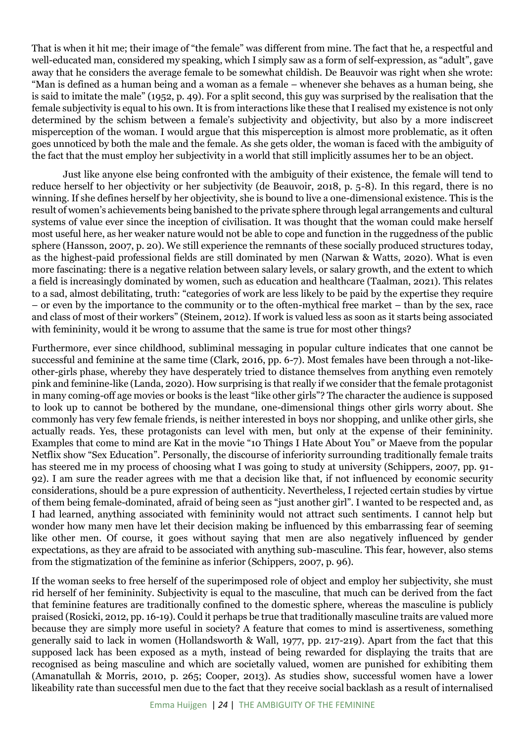That is when it hit me; their image of "the female" was different from mine. The fact that he, a respectful and well-educated man, considered my speaking, which I simply saw as a form of self-expression, as "adult", gave away that he considers the average female to be somewhat childish. De Beauvoir was right when she wrote: "Man is defined as a human being and a woman as a female – whenever she behaves as a human being, she is said to imitate the male" (1952, p. 49). For a split second, this guy was surprised by the realisation that the female subjectivity is equal to his own. It is from interactions like these that I realised my existence is not only determined by the schism between a female's subjectivity and objectivity, but also by a more indiscreet misperception of the woman. I would argue that this misperception is almost more problematic, as it often goes unnoticed by both the male and the female. As she gets older, the woman is faced with the ambiguity of the fact that the must employ her subjectivity in a world that still implicitly assumes her to be an object.

Just like anyone else being confronted with the ambiguity of their existence, the female will tend to reduce herself to her objectivity or her subjectivity (de Beauvoir, 2018, p. 5-8). In this regard, there is no winning. If she defines herself by her objectivity, she is bound to live a one-dimensional existence. This is the result of women's achievements being banished to the private sphere through legal arrangements and cultural systems of value ever since the inception of civilisation. It was thought that the woman could make herself most useful here, as her weaker nature would not be able to cope and function in the ruggedness of the public sphere (Hansson, 2007, p. 20). We still experience the remnants of these socially produced structures today, as the highest-paid professional fields are still dominated by men (Narwan & Watts, 2020). What is even more fascinating: there is a negative relation between salary levels, or salary growth, and the extent to which a field is increasingly dominated by women, such as education and healthcare (Taalman, 2021). This relates to a sad, almost debilitating, truth: "categories of work are less likely to be paid by the expertise they require – or even by the importance to the community or to the often-mythical free market – than by the sex, race and class of most of their workers" (Steinem, 2012). If work is valued less as soon as it starts being associated with femininity, would it be wrong to assume that the same is true for most other things?

Furthermore, ever since childhood, subliminal messaging in popular culture indicates that one cannot be successful and feminine at the same time (Clark, 2016, pp. 6-7). Most females have been through a not-like-other-girls phase, whereby they have desperately tried to distance themselves from anything even remotely pink and feminine-like (Landa, 2020). How surprising is that really if we consider that the female protagonist in many coming-off age movies or books is the least "like other girls"? The character the audience is supposed to look up to cannot be bothered by the mundane, one-dimensional things other girls worry about. She commonly has very few female friends, is neither interested in boys nor shopping, and unlike other girls, she actually reads. Yes, these protagonists can level with men, but only at the expense of their femininity. Examples that come to mind are Kat in the movie "10 Things I Hate About You" or Maeve from the popular Netflix show "Sex Education". Personally, the discourse of inferiority surrounding traditionally female traits has steered me in my process of choosing what I was going to study at university (Schippers, 2007, pp. 91-92). I am sure the reader agrees with me that a decision like that, if not influenced by economic security considerations, should be a pure expression of authenticity. Nevertheless, I rejected certain studies by virtue of them being female-dominated, afraid of being seen as "just another girl". I wanted to be respected and, as I had learned, anything associated with femininity would not attract such sentiments. I cannot help but wonder how many men have let their decision making be influenced by this embarrassing fear of seeming like other men. Of course, it goes without saying that men are also negatively influenced by gender expectations, as they are afraid to be associated with anything sub-masculine. This fear, however, also stems from the stigmatization of the feminine as inferior (Schippers, 2007, p. 96).

If the woman seeks to free herself of the superimposed role of object and employ her subjectivity, she must rid herself of her femininity. Subjectivity is equal to the masculine, that much can be derived from the fact that feminine features are traditionally confined to the domestic sphere, whereas the masculine is publicly praised (Rosicki, 2012, pp. 16-19). Could it perhaps be true that traditionally masculine traits are valued more because they are simply more useful in society? A feature that comes to mind is assertiveness, something generally said to lack in women (Hollandsworth & Wall, 1977, pp. 217-219). Apart from the fact that this supposed lack has been exposed as a myth, instead of being rewarded for displaying the traits that are recognised as being masculine and which are societally valued, women are punished for exhibiting them (Amanatullah & Morris, 2010, p. 265; Cooper, 2013). As studies show, successful women have a lower likeability rate than successful men due to the fact that they receive social backlash as a result of internalised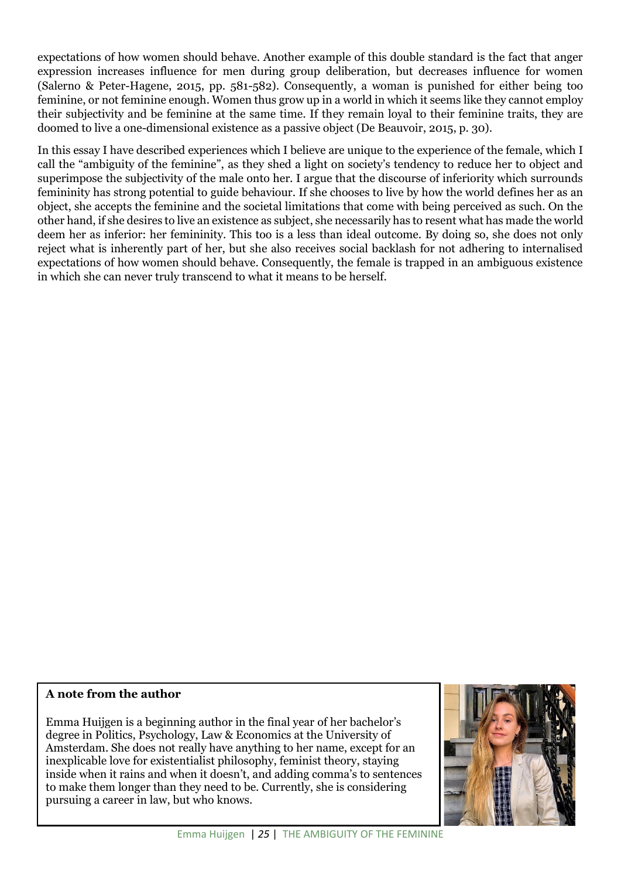expectations of how women should behave. Another example of this double standard is the fact that anger expression increases influence for men during group deliberation, but decreases influence for women (Salerno & Peter-Hagene, 2015, pp. 581-582). Consequently, a woman is punished for either being too feminine, or not feminine enough. Women thus grow up in a world in which it seems like they cannot employ their subjectivity and be feminine at the same time. If they remain loyal to their feminine traits, they are doomed to live a one-dimensional existence as a passive object (De Beauvoir, 2015, p. 30).

In this essay I have described experiences which I believe are unique to the experience of the female, which I call the "ambiguity of the feminine", as they shed a light on society's tendency to reduce her to object and superimpose the subjectivity of the male onto her. I argue that the discourse of inferiority which surrounds femininity has strong potential to guide behaviour. If she chooses to live by how the world defines her as an object, she accepts the feminine and the societal limitations that come with being perceived as such. On the other hand, if she desires to live an existence as subject, she necessarily has to resent what has made the world deem her as inferior: her femininity. This too is a less than ideal outcome. By doing so, she does not only reject what is inherently part of her, but she also receives social backlash for not adhering to internalised expectations of how women should behave. Consequently, the female is trapped in an ambiguous existence in which she can never truly transcend to what it means to be herself.

**A note from the author**

Emma Huijgen is a beginning author in the final year of her bachelor's degree in Politics, Psychology, Law & Economics at the University of Amsterdam. She does not really have anything to her name, except for an inexplicable love for existentialist philosophy, feminist theory, staying inside when it rains and when it doesn't, and adding comma's to sentences to make them longer than they need to be. Currently, she is considering pursuing a career in law, but who knows.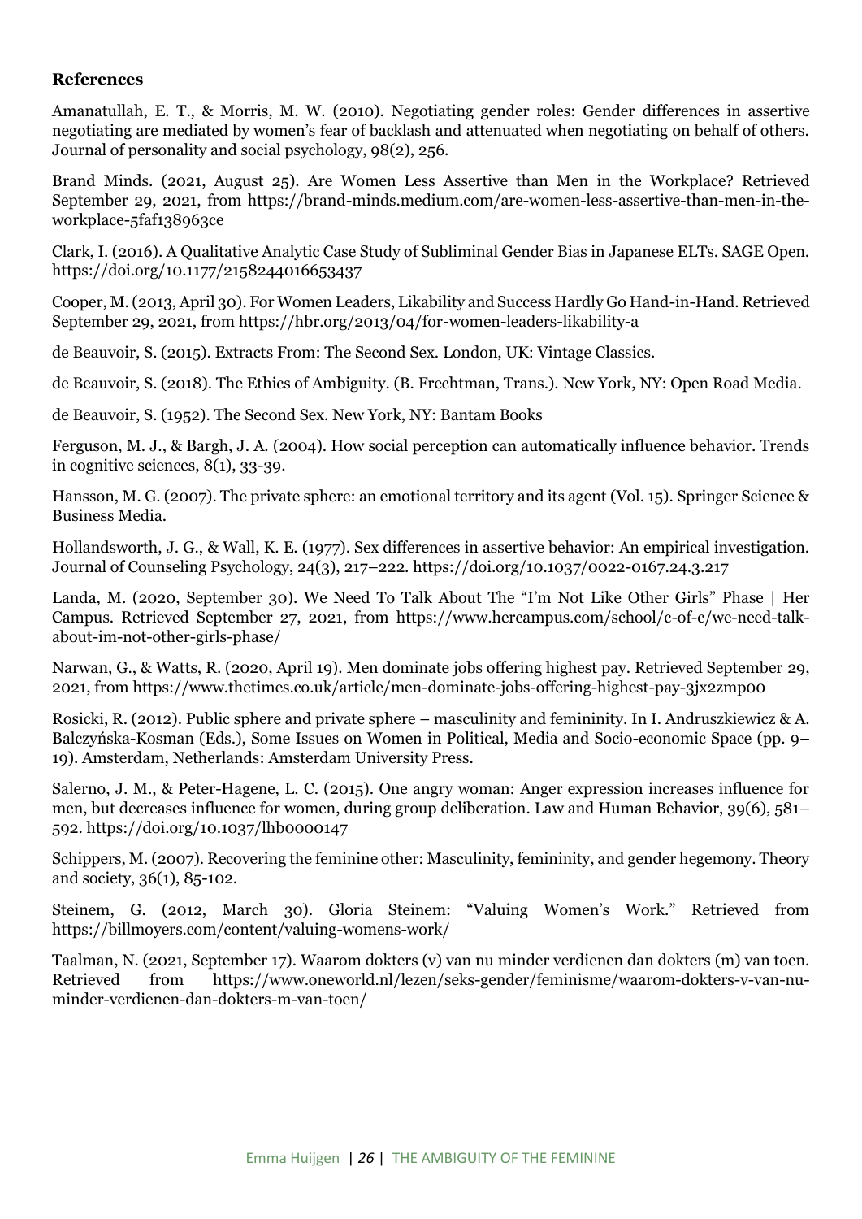**References**

Amanatullah, E. T., & Morris, M. W. (2010). Negotiating gender roles: Gender differences in assertive negotiating are mediated by women's fear of backlash and attenuated when negotiating on behalf of others. Journal of personality and social psychology, 98(2), 256.

Brand Minds. (2021, August 25). Are Women Less Assertive than Men in the Workplace? Retrieved September 29, 2021, from https://brand-minds.medium.com/are-women-less-assertive-than-men-in-the-workplace-5faf138963ce

Clark, I. (2016). A Qualitative Analytic Case Study of Subliminal Gender Bias in Japanese ELTs. SAGE Open. https://doi.org/10.1177/2158244016653437

Cooper, M. (2013, April 30). For Women Leaders, Likability and Success Hardly Go Hand-in-Hand. Retrieved September 29, 2021, from https://hbr.org/2013/04/for-women-leaders-likability-a

de Beauvoir, S. (2015). Extracts From: The Second Sex. London, UK: Vintage Classics.

de Beauvoir, S. (2018). The Ethics of Ambiguity. (B. Frechtman, Trans.). New York, NY: Open Road Media.

de Beauvoir, S. (1952). The Second Sex. New York, NY: Bantam Books

Ferguson, M. J., & Bargh, J. A. (2004). How social perception can automatically influence behavior. Trends in cognitive sciences, 8(1), 33-39.

Hansson, M. G. (2007). The private sphere: an emotional territory and its agent (Vol. 15). Springer Science & Business Media.

Hollandsworth, J. G., & Wall, K. E. (1977). Sex differences in assertive behavior: An empirical investigation. Journal of Counseling Psychology, 24(3), 217–222. https://doi.org/10.1037/0022-0167.24.3.217

Landa, M. (2020, September 30). We Need To Talk About The "I'm Not Like Other Girls" Phase | Her Campus. Retrieved September 27, 2021, from https://www.hercampus.com/school/c-of-c/we-need-talk-about-im-not-other-girls-phase/

Narwan, G., & Watts, R. (2020, April 19). Men dominate jobs offering highest pay. Retrieved September 29, 2021, from https://www.thetimes.co.uk/article/men-dominate-jobs-offering-highest-pay-3jx2zmp0o

Rosicki, R. (2012). Public sphere and private sphere – masculinity and femininity. In I. Andruszkiewicz & A. Balczyńska-Kosman (Eds.), Some Issues on Women in Political, Media and Socio-economic Space (pp. 9–19). Amsterdam, Netherlands: Amsterdam University Press.

Salerno, J. M., & Peter-Hagene, L. C. (2015). One angry woman: Anger expression increases influence for men, but decreases influence for women, during group deliberation. Law and Human Behavior, 39(6), 581–592. https://doi.org/10.1037/lhb0000147

Schippers, M. (2007). Recovering the feminine other: Masculinity, femininity, and gender hegemony. Theory and society, 36(1), 85-102.

Steinem, G. (2012, March 30). Gloria Steinem: "Valuing Women's Work." Retrieved from https://billmoyers.com/content/valuing-womens-work/

Taalman, N. (2021, September 17). Waarom dokters (v) van nu minder verdienen dan dokters (m) van toen. Retrieved from https://www.oneworld.nl/lezen/seks-gender/feminisme/waarom-dokters-v-van-nu-minder-verdienen-dan-dokters-m-van-toen/